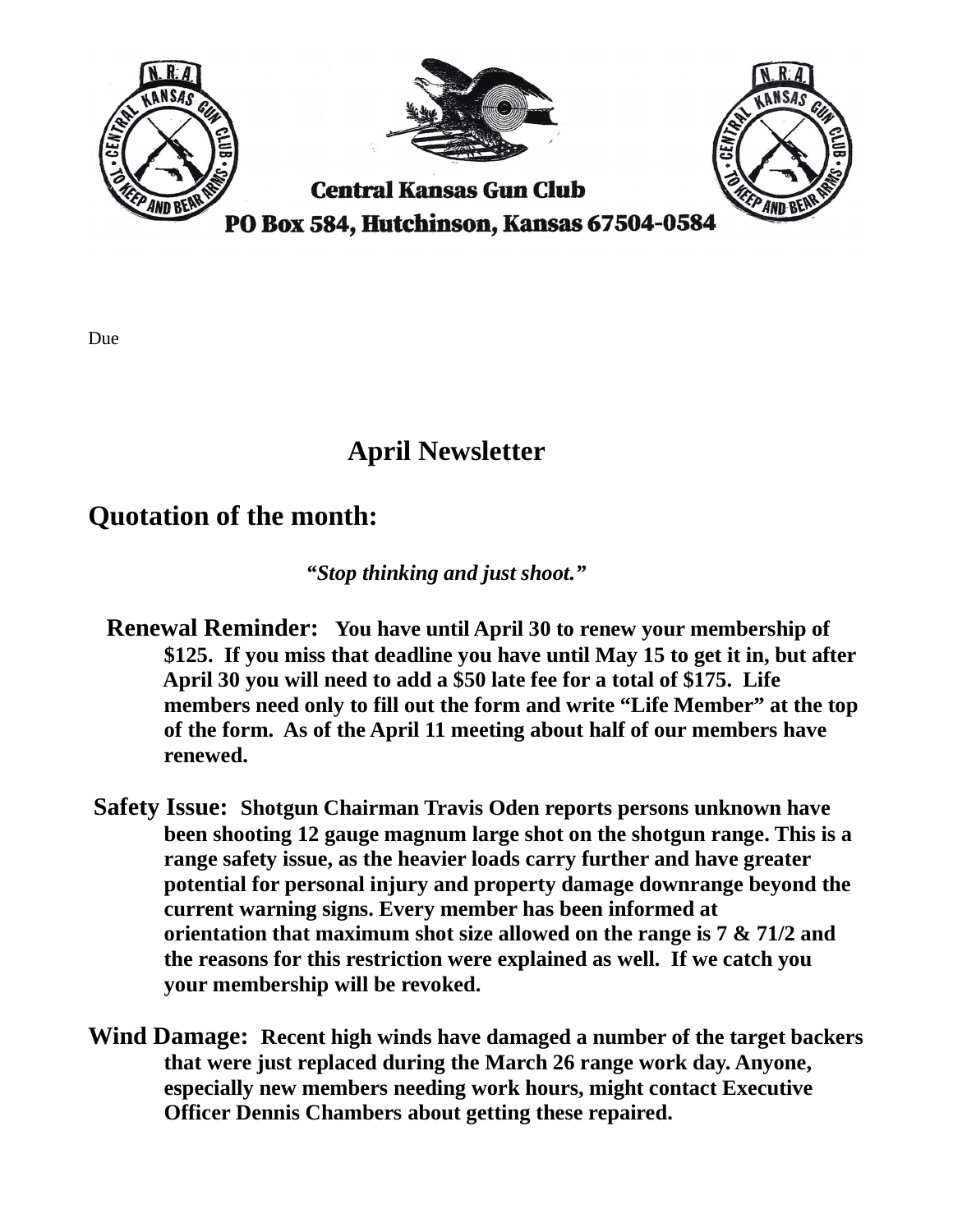**Central Kansas Gun Club**

**PO Box 584, Hutchinson, Kansas 67504-0584**

Due

# April Newsletter

## Quotation of the month:

***"Stop thinking and just shoot."***

**Renewal Reminder:** **You have until April 30 to renew your membership of $125. If you miss that deadline you have until May 15 to get it in, but after April 30 you will need to add a $50 late fee for a total of $175. Life members need only to fill out the form and write "Life Member" at the top of the form. As of the April 11 meeting about half of our members have renewed.**

**Safety Issue:** **Shotgun Chairman Travis Oden reports persons unknown have been shooting 12 gauge magnum large shot on the shotgun range. This is a range safety issue, as the heavier loads carry further and have greater potential for personal injury and property damage downrange beyond the current warning signs. Every member has been informed at orientation that maximum shot size allowed on the range is 7 & 71/2 and the reasons for this restriction were explained as well. If we catch you your membership will be revoked.**

**Wind Damage:** **Recent high winds have damaged a number of the target backers that were just replaced during the March 26 range work day. Anyone, especially new members needing work hours, might contact Executive Officer Dennis Chambers about getting these repaired.**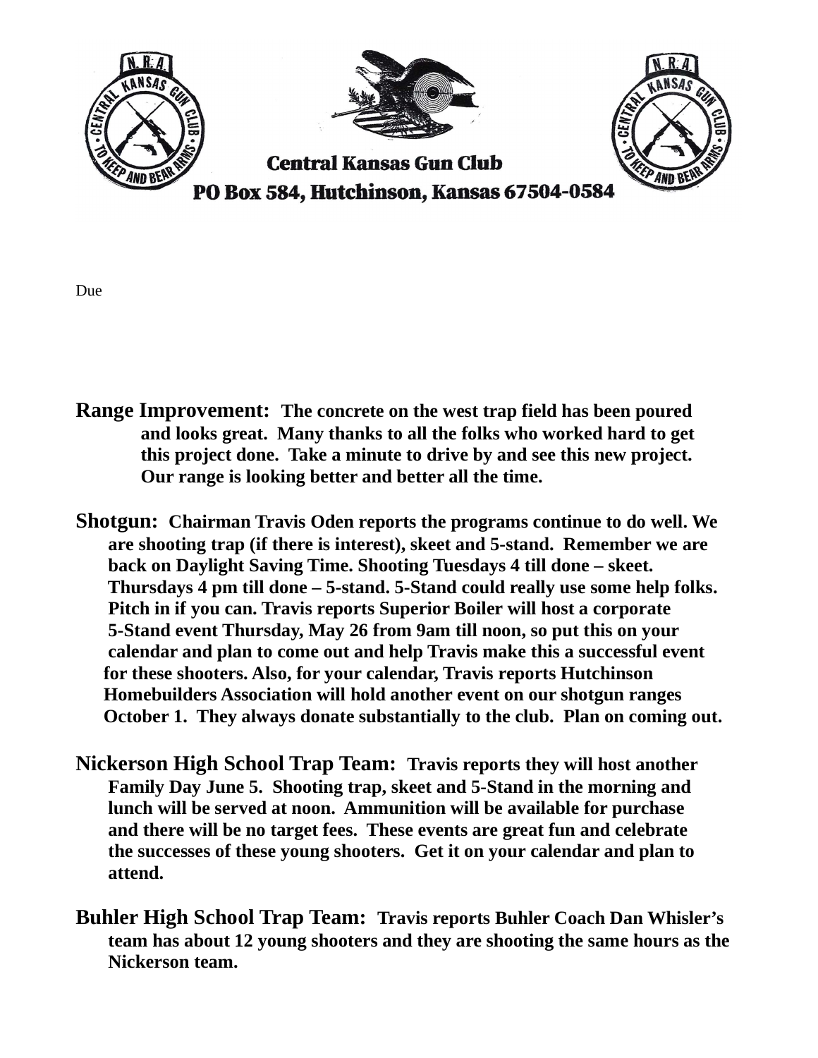**Central Kansas Gun Club**

**PO Box 584, Hutchinson, Kansas 67504-0584**

Due

**Range Improvement:** **The concrete on the west trap field has been poured and looks great. Many thanks to all the folks who worked hard to get this project done. Take a minute to drive by and see this new project. Our range is looking better and better all the time.**

**Shotgun:** **Chairman Travis Oden reports the programs continue to do well. We are shooting trap (if there is interest), skeet and 5-stand. Remember we are back on Daylight Saving Time. Shooting Tuesdays 4 till done – skeet. Thursdays 4 pm till done – 5-stand. 5-Stand could really use some help folks. Pitch in if you can. Travis reports Superior Boiler will host a corporate 5-Stand event Thursday, May 26 from 9am till noon, so put this on your calendar and plan to come out and help Travis make this a successful event for these shooters. Also, for your calendar, Travis reports Hutchinson Homebuilders Association will hold another event on our shotgun ranges October 1. They always donate substantially to the club. Plan on coming out.**

**Nickerson High School Trap Team:** **Travis reports they will host another Family Day June 5. Shooting trap, skeet and 5-Stand in the morning and lunch will be served at noon. Ammunition will be available for purchase and there will be no target fees. These events are great fun and celebrate the successes of these young shooters. Get it on your calendar and plan to attend.**

**Buhler High School Trap Team:** **Travis reports Buhler Coach Dan Whisler's team has about 12 young shooters and they are shooting the same hours as the Nickerson team.**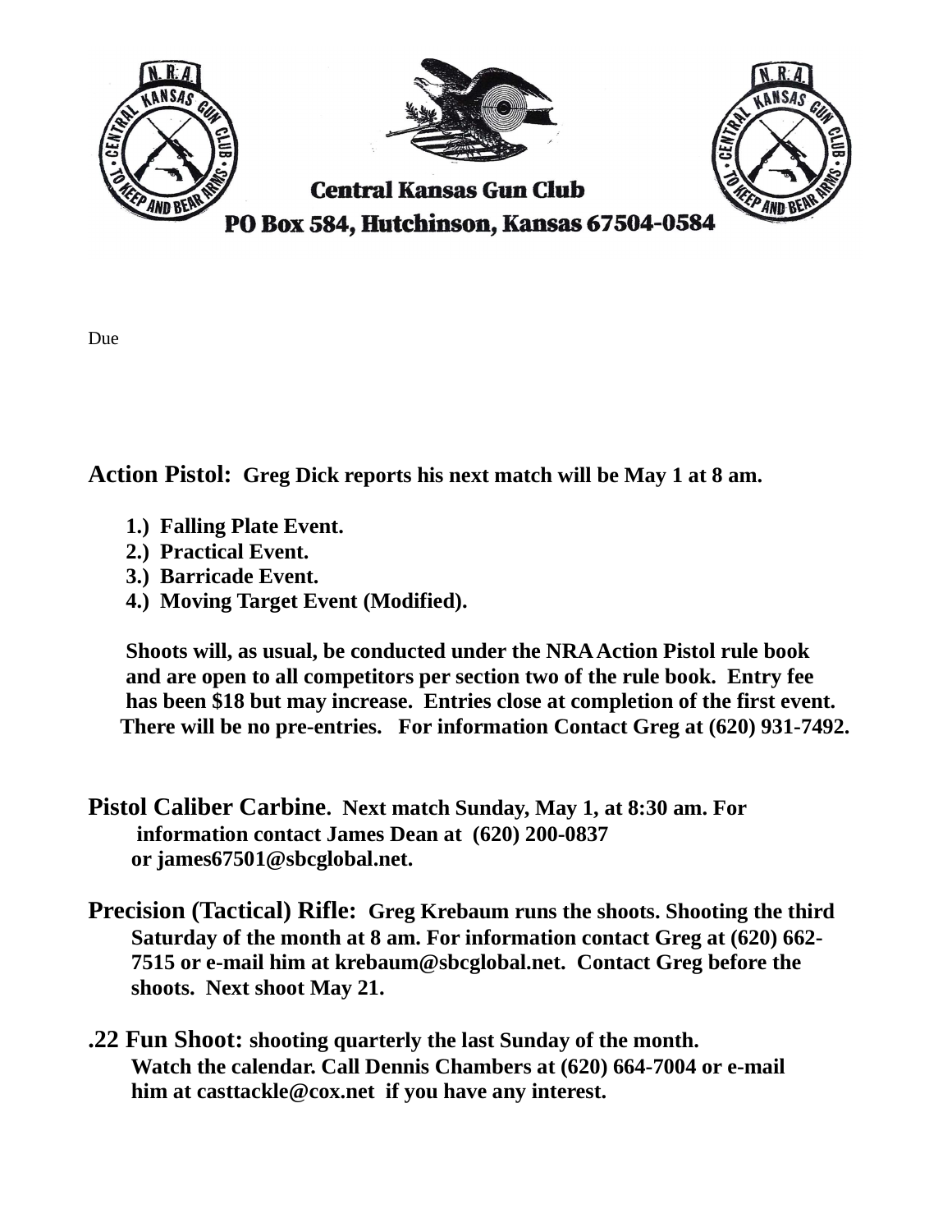Central Kansas Gun Club
PO Box 584, Hutchinson, Kansas 67504-0584

Due

**Action Pistol:** **Greg Dick reports his next match will be May 1 at 8 am.**

1. **Falling Plate Event.**
2. **Practical Event.**
3. **Barricade Event.**
4. **Moving Target Event (Modified).**

**Shoots will, as usual, be conducted under the NRA Action Pistol rule book and are open to all competitors per section two of the rule book. Entry fee has been $18 but may increase. Entries close at completion of the first event. There will be no pre-entries. For information Contact Greg at (620) 931-7492.**

**Pistol Caliber Carbine.** **Next match Sunday, May 1, at 8:30 am. For information contact James Dean at (620) 200-0837 or james67501@sbcglobal.net.**

**Precision (Tactical) Rifle:** **Greg Krebaum runs the shoots. Shooting the third Saturday of the month at 8 am. For information contact Greg at (620) 662-7515 or e-mail him at krebaum@sbcglobal.net. Contact Greg before the shoots. Next shoot May 21.**

**.22 Fun Shoot:** **shooting quarterly the last Sunday of the month. Watch the calendar. Call Dennis Chambers at (620) 664-7004 or e-mail him at casttackle@cox.net if you have any interest.**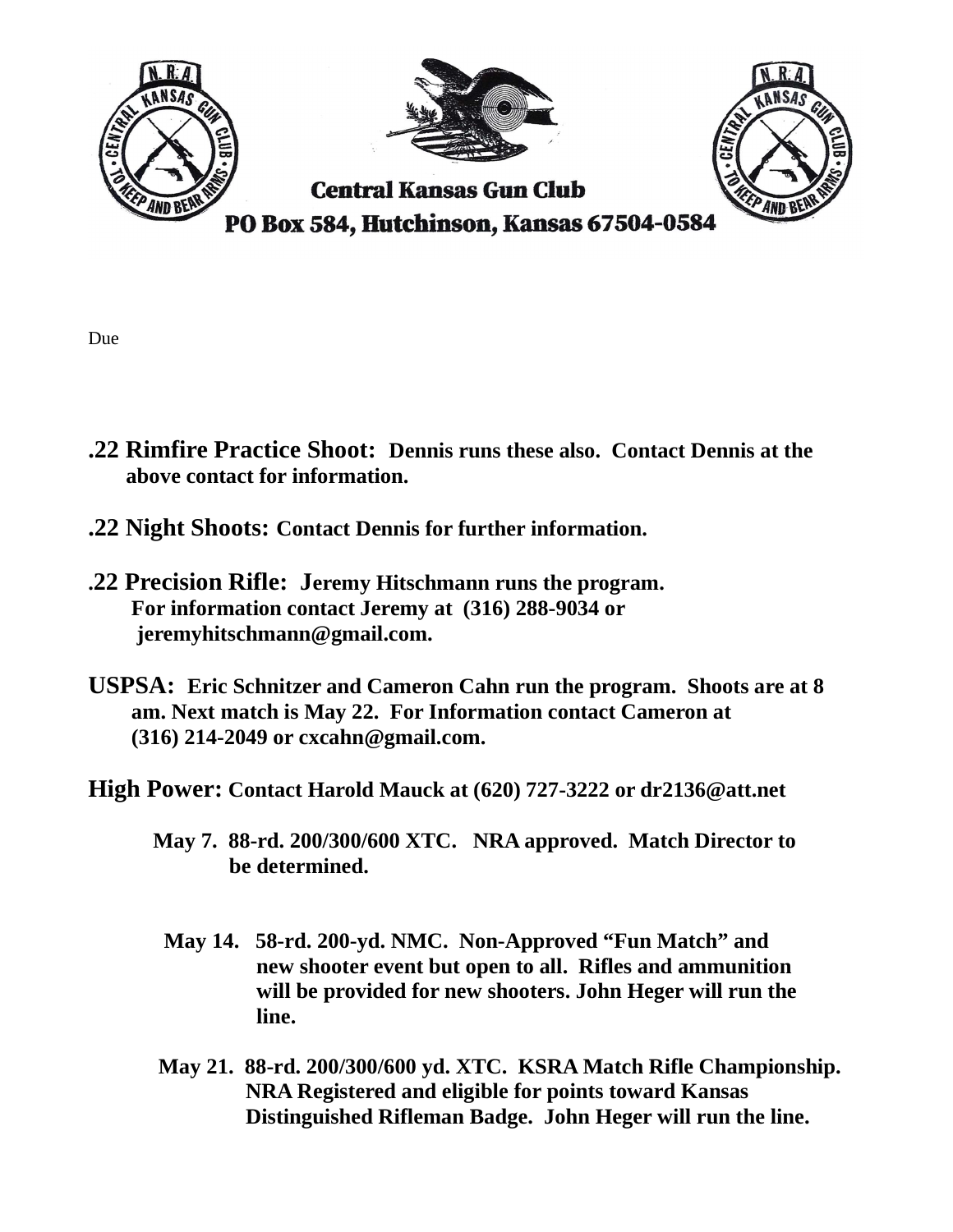**Central Kansas Gun Club**

**PO Box 584, Hutchinson, Kansas 67504-0584**

Due

**.22 Rimfire Practice Shoot:** **Dennis runs these also. Contact Dennis at the above contact for information.**

**.22 Night Shoots:** **Contact Dennis for further information.**

**.22 Precision Rifle:** **Jeremy Hitschmann runs the program. For information contact Jeremy at (316) 288-9034 or jeremyhitschmann@gmail.com.**

**USPSA:** **Eric Schnitzer and Cameron Cahn run the program. Shoots are at 8 am. Next match is May 22. For Information contact Cameron at (316) 214-2049 or cxcahn@gmail.com.**

**High Power:** **Contact Harold Mauck at (620) 727-3222 or dr2136@att.net**

**May 7. 88-rd. 200/300/600 XTC. NRA approved. Match Director to be determined.**

**May 14. 58-rd. 200-yd. NMC. Non-Approved "Fun Match" and new shooter event but open to all. Rifles and ammunition will be provided for new shooters. John Heger will run the line.**

**May 21. 88-rd. 200/300/600 yd. XTC. KSRA Match Rifle Championship. NRA Registered and eligible for points toward Kansas Distinguished Rifleman Badge. John Heger will run the line.**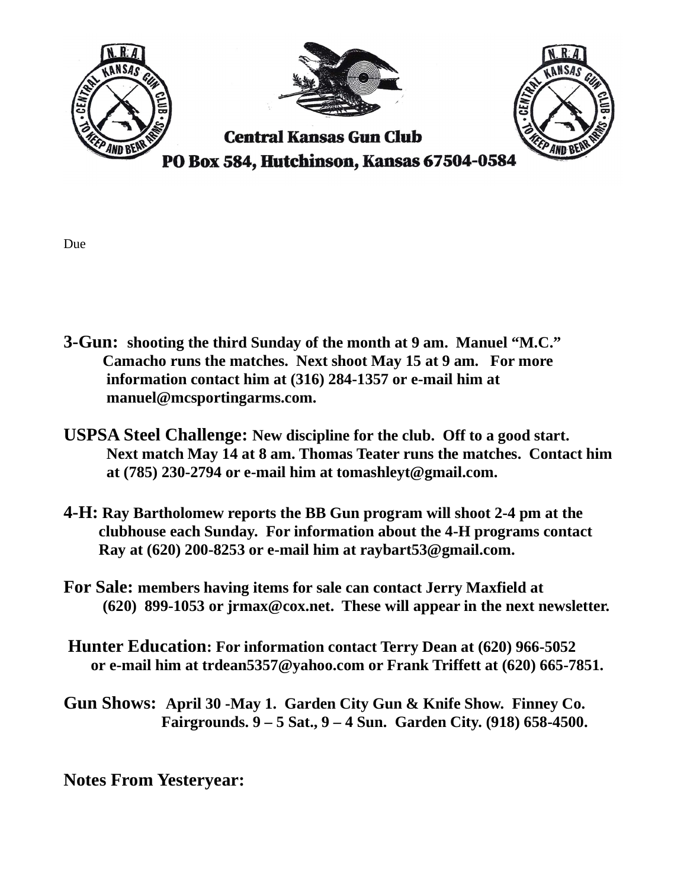**Central Kansas Gun Club**

**PO Box 584, Hutchinson, Kansas 67504-0584**

Due

**3-Gun:** **shooting the third Sunday of the month at 9 am. Manuel "M.C." Camacho runs the matches. Next shoot May 15 at 9 am. For more information contact him at (316) 284-1357 or e-mail him at manuel@mcsportingarms.com.**

**USPSA Steel Challenge:** **New discipline for the club. Off to a good start. Next match May 14 at 8 am. Thomas Teater runs the matches. Contact him at (785) 230-2794 or e-mail him at tomashleyt@gmail.com.**

**4-H:** **Ray Bartholomew reports the BB Gun program will shoot 2-4 pm at the clubhouse each Sunday. For information about the 4-H programs contact Ray at (620) 200-8253 or e-mail him at raybart53@gmail.com.**

**For Sale:** **members having items for sale can contact Jerry Maxfield at (620) 899-1053 or jrmax@cox.net. These will appear in the next newsletter.**

**Hunter Education:** **For information contact Terry Dean at (620) 966-5052 or e-mail him at trdean5357@yahoo.com or Frank Triffett at (620) 665-7851.**

**Gun Shows:** **April 30 -May 1. Garden City Gun & Knife Show. Finney Co. Fairgrounds. 9 – 5 Sat., 9 – 4 Sun. Garden City. (918) 658-4500.**

**Notes From Yesteryear:**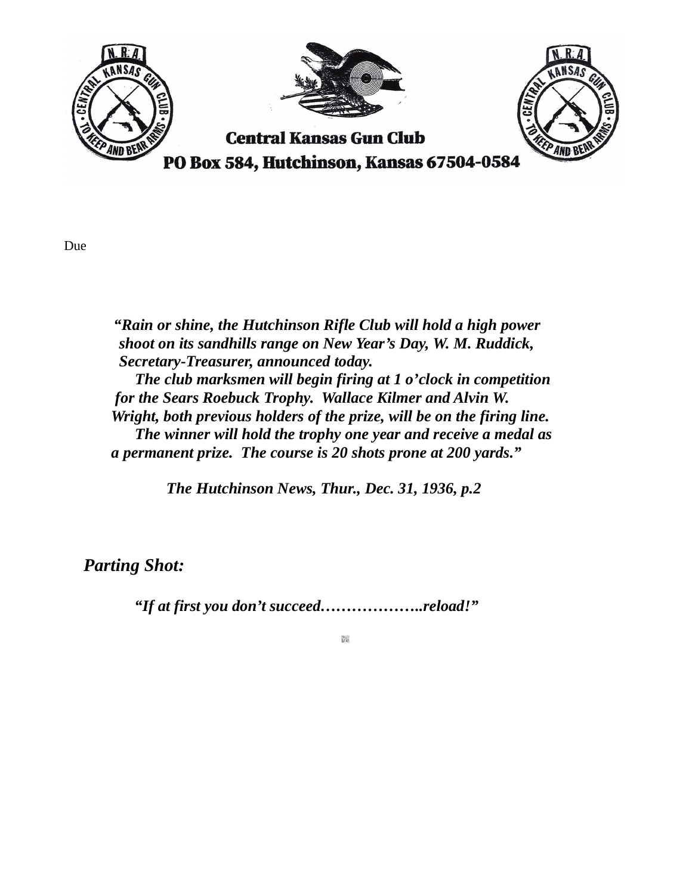**Central Kansas Gun Club**

**PO Box 584, Hutchinson, Kansas 67504-0584**

Due

***"Rain or shine, the Hutchinson Rifle Club will hold a high power shoot on its sandhills range on New Year's Day, W. M. Ruddick, Secretary-Treasurer, announced today.***

***The club marksmen will begin firing at 1 o'clock in competition for the Sears Roebuck Trophy. Wallace Kilmer and Alvin W. Wright, both previous holders of the prize, will be on the firing line.***

***The winner will hold the trophy one year and receive a medal as a permanent prize. The course is 20 shots prone at 200 yards."***

***The Hutchinson News, Thur., Dec. 31, 1936, p.2***

***Parting Shot:***

***"If at first you don't succeed………………..reload!"***